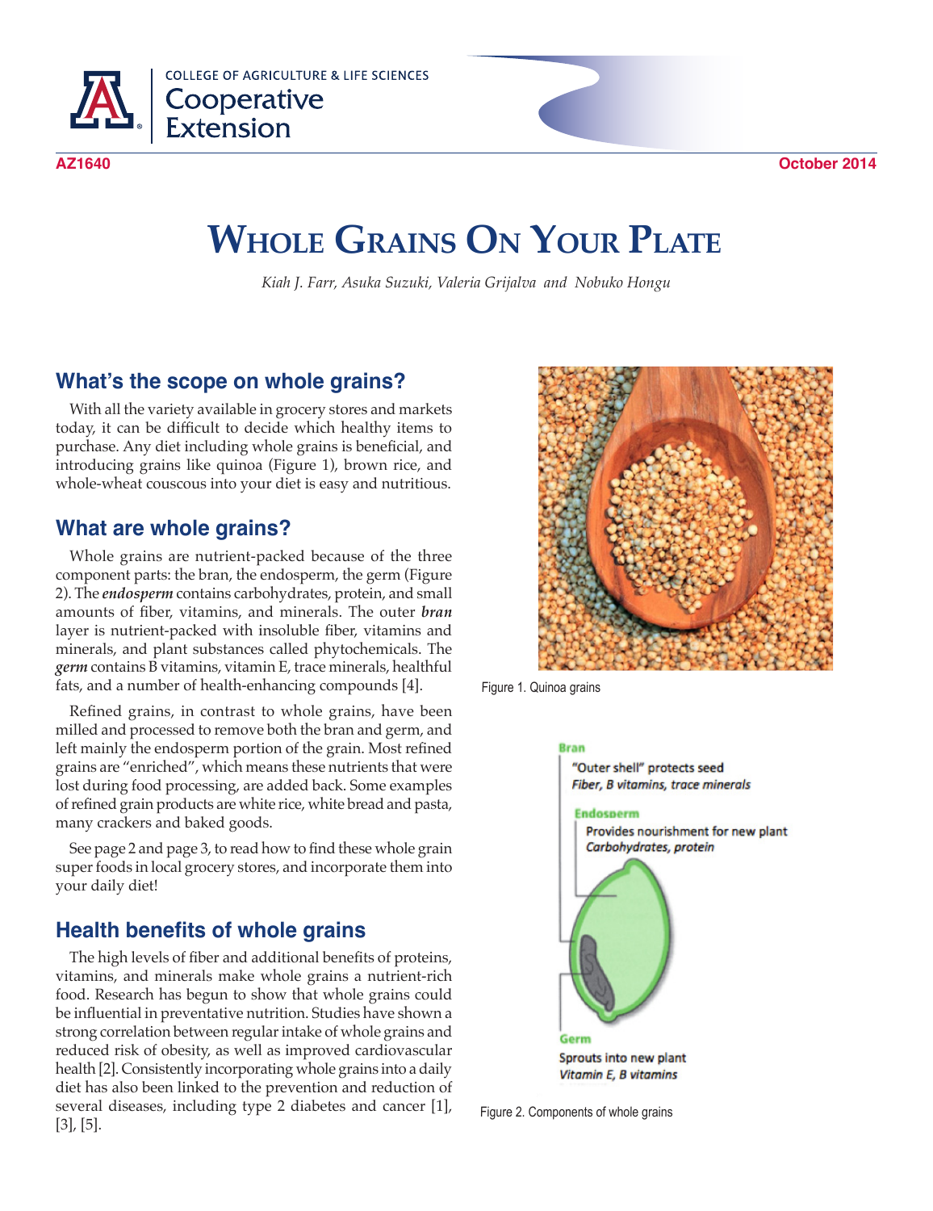AZ1640 October 2014

# Whole Grains On Your Plate

*Kiah J. Farr, Asuka Suzuki, Valeria Grijalva and Nobuko Hongu*

## What's the scope on whole grains?

With all the variety available in grocery stores and markets today, it can be difficult to decide which healthy items to purchase. Any diet including whole grains is beneficial, and introducing grains like quinoa (Figure 1), brown rice, and whole-wheat couscous into your diet is easy and nutritious.

Figure 1. Quinoa grains

## What are whole grains?

Whole grains are nutrient-packed because of the three component parts: the bran, the endosperm, the germ (Figure 2). The ***endosperm*** contains carbohydrates, protein, and small amounts of fiber, vitamins, and minerals. The outer ***bran*** layer is nutrient-packed with insoluble fiber, vitamins and minerals, and plant substances called phytochemicals. The ***germ*** contains B vitamins, vitamin E, trace minerals, healthful fats, and a number of health-enhancing compounds [4].

Refined grains, in contrast to whole grains, have been milled and processed to remove both the bran and germ, and left mainly the endosperm portion of the grain. Most refined grains are "enriched", which means these nutrients that were lost during food processing, are added back. Some examples of refined grain products are white rice, white bread and pasta, many crackers and baked goods.

See page 2 and page 3, to read how to find these whole grain super foods in local grocery stores, and incorporate them into your daily diet!

Bran
"Outer shell" protects seed
*Fiber, B vitamins, trace minerals*

Endosperm
Provides nourishment for new plant
*Carbohydrates, protein*

Germ
Sprouts into new plant
*Vitamin E, B vitamins*

Figure 2. Components of whole grains

## Health benefits of whole grains

The high levels of fiber and additional benefits of proteins, vitamins, and minerals make whole grains a nutrient-rich food. Research has begun to show that whole grains could be influential in preventative nutrition. Studies have shown a strong correlation between regular intake of whole grains and reduced risk of obesity, as well as improved cardiovascular health [2]. Consistently incorporating whole grains into a daily diet has also been linked to the prevention and reduction of several diseases, including type 2 diabetes and cancer [1], [3], [5].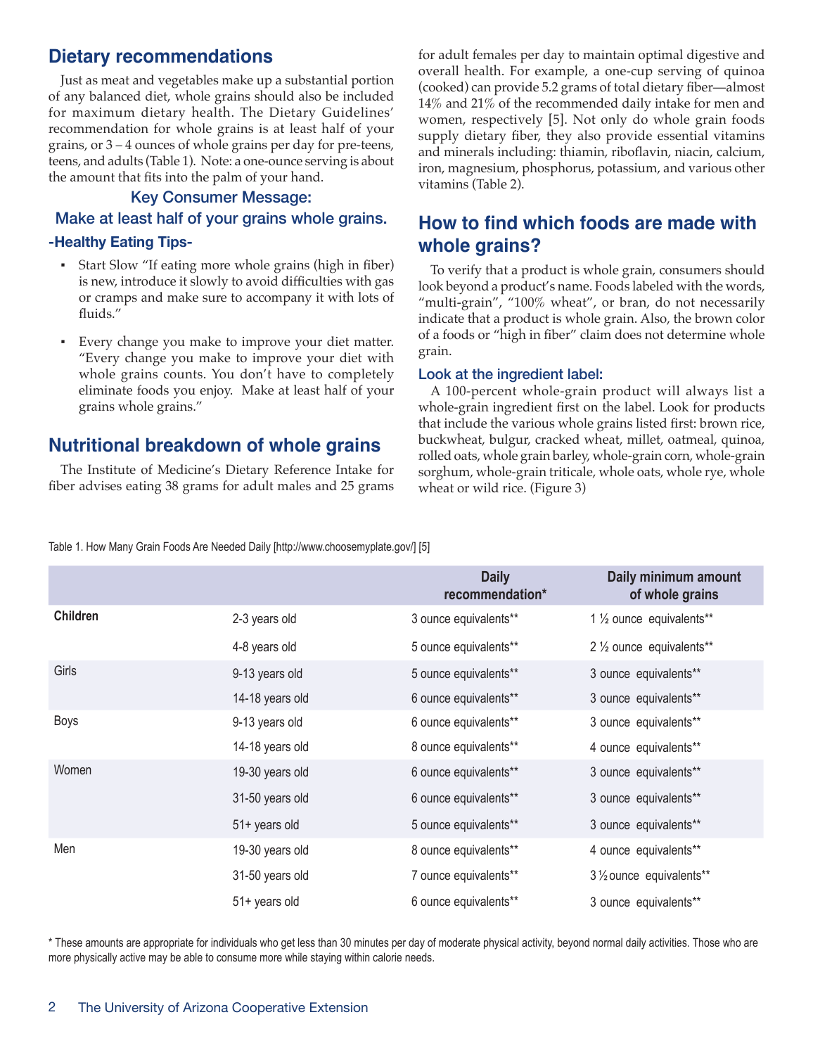## Dietary recommendations

Just as meat and vegetables make up a substantial portion of any balanced diet, whole grains should also be included for maximum dietary health. The Dietary Guidelines' recommendation for whole grains is at least half of your grains, or 3 – 4 ounces of whole grains per day for pre-teens, teens, and adults (Table 1). Note: a one-ounce serving is about the amount that fits into the palm of your hand.

### Key Consumer Message:
### Make at least half of your grains whole grains.

### -Healthy Eating Tips-

- Start Slow "If eating more whole grains (high in fiber) is new, introduce it slowly to avoid difficulties with gas or cramps and make sure to accompany it with lots of fluids."
- Every change you make to improve your diet matter. "Every change you make to improve your diet with whole grains counts. You don't have to completely eliminate foods you enjoy. Make at least half of your grains whole grains."

## Nutritional breakdown of whole grains

The Institute of Medicine's Dietary Reference Intake for fiber advises eating 38 grams for adult males and 25 grams for adult females per day to maintain optimal digestive and overall health. For example, a one-cup serving of quinoa (cooked) can provide 5.2 grams of total dietary fiber—almost 14% and 21% of the recommended daily intake for men and women, respectively [5]. Not only do whole grain foods supply dietary fiber, they also provide essential vitamins and minerals including: thiamin, riboflavin, niacin, calcium, iron, magnesium, phosphorus, potassium, and various other vitamins (Table 2).

## How to find which foods are made with whole grains?

To verify that a product is whole grain, consumers should look beyond a product's name. Foods labeled with the words, "multi-grain", "100% wheat", or bran, do not necessarily indicate that a product is whole grain. Also, the brown color of a foods or "high in fiber" claim does not determine whole grain.

### Look at the ingredient label:

A 100-percent whole-grain product will always list a whole-grain ingredient first on the label. Look for products that include the various whole grains listed first: brown rice, buckwheat, bulgur, cracked wheat, millet, oatmeal, quinoa, rolled oats, whole grain barley, whole-grain corn, whole-grain sorghum, whole-grain triticale, whole oats, whole rye, whole wheat or wild rice. (Figure 3)

Table 1. How Many Grain Foods Are Needed Daily [http://www.choosemyplate.gov/] [5]

| | | Daily recommendation* | Daily minimum amount of whole grains |
|---|---|---|---|
| **Children** | 2-3 years old | 3 ounce equivalents** | 1 ½ ounce equivalents** |
| | 4-8 years old | 5 ounce equivalents** | 2 ½ ounce equivalents** |
| Girls | 9-13 years old | 5 ounce equivalents** | 3 ounce equivalents** |
| | 14-18 years old | 6 ounce equivalents** | 3 ounce equivalents** |
| Boys | 9-13 years old | 6 ounce equivalents** | 3 ounce equivalents** |
| | 14-18 years old | 8 ounce equivalents** | 4 ounce equivalents** |
| Women | 19-30 years old | 6 ounce equivalents** | 3 ounce equivalents** |
| | 31-50 years old | 6 ounce equivalents** | 3 ounce equivalents** |
| | 51+ years old | 5 ounce equivalents** | 3 ounce equivalents** |
| Men | 19-30 years old | 8 ounce equivalents** | 4 ounce equivalents** |
| | 31-50 years old | 7 ounce equivalents** | 3 ½ ounce equivalents** |
| | 51+ years old | 6 ounce equivalents** | 3 ounce equivalents** |

* These amounts are appropriate for individuals who get less than 30 minutes per day of moderate physical activity, beyond normal daily activities. Those who are more physically active may be able to consume more while staying within calorie needs.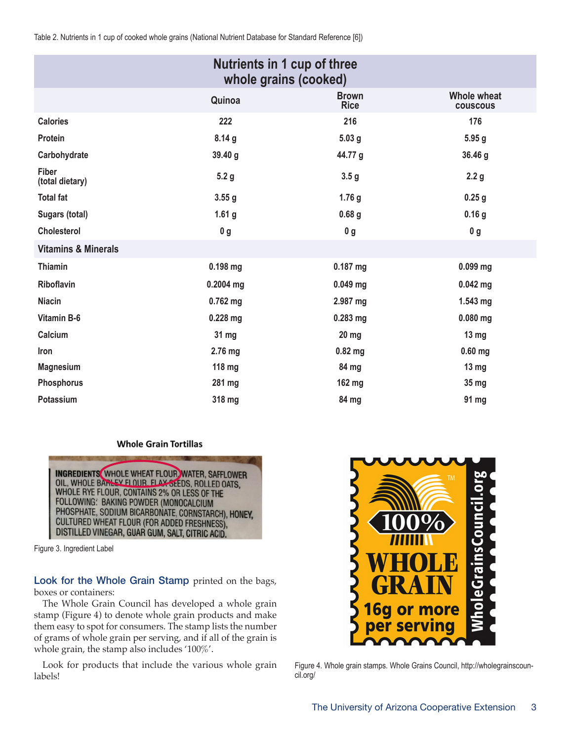Table 2. Nutrients in 1 cup of cooked whole grains (National Nutrient Database for Standard Reference [6])

| Nutrients in 1 cup of three whole grains (cooked) | | | |
|---|---|---|---|
| | Quinoa | Brown Rice | Whole wheat couscous |
| Calories | 222 | 216 | 176 |
| Protein | 8.14 g | 5.03 g | 5.95 g |
| Carbohydrate | 39.40 g | 44.77 g | 36.46 g |
| Fiber (total dietary) | 5.2 g | 3.5 g | 2.2 g |
| Total fat | 3.55 g | 1.76 g | 0.25 g |
| Sugars (total) | 1.61 g | 0.68 g | 0.16 g |
| Cholesterol | 0 g | 0 g | 0 g |
| **Vitamins & Minerals** | | | |
| Thiamin | 0.198 mg | 0.187 mg | 0.099 mg |
| Riboflavin | 0.2004 mg | 0.049 mg | 0.042 mg |
| Niacin | 0.762 mg | 2.987 mg | 1.543 mg |
| Vitamin B-6 | 0.228 mg | 0.283 mg | 0.080 mg |
| Calcium | 31 mg | 20 mg | 13 mg |
| Iron | 2.76 mg | 0.82 mg | 0.60 mg |
| Magnesium | 118 mg | 84 mg | 13 mg |
| Phosphorus | 281 mg | 162 mg | 35 mg |
| Potassium | 318 mg | 84 mg | 91 mg |

**Whole Grain Tortillas**

INGREDIENTS: WHOLE WHEAT FLOUR, WATER, SAFFLOWER OIL, WHOLE BARLEY FLOUR, FLAX SEEDS, ROLLED OATS, WHOLE RYE FLOUR, CONTAINS 2% OR LESS OF THE FOLLOWING: BAKING POWDER (MONOCALCIUM PHOSPHATE, SODIUM BICARBONATE, CORNSTARCH), HONEY, CULTURED WHEAT FLOUR (FOR ADDED FRESHNESS), DISTILLED VINEGAR, GUAR GUM, SALT, CITRIC ACID.

Figure 3. Ingredient Label

**Look for the Whole Grain Stamp** printed on the bags, boxes or containers:

The Whole Grain Council has developed a whole grain stamp (Figure 4) to denote whole grain products and make them easy to spot for consumers. The stamp lists the number of grams of whole grain per serving, and if all of the grain is whole grain, the stamp also includes '100%'.

Look for products that include the various whole grain labels!

Figure 4. Whole grain stamps. Whole Grains Council, http://wholegrainscouncil.org/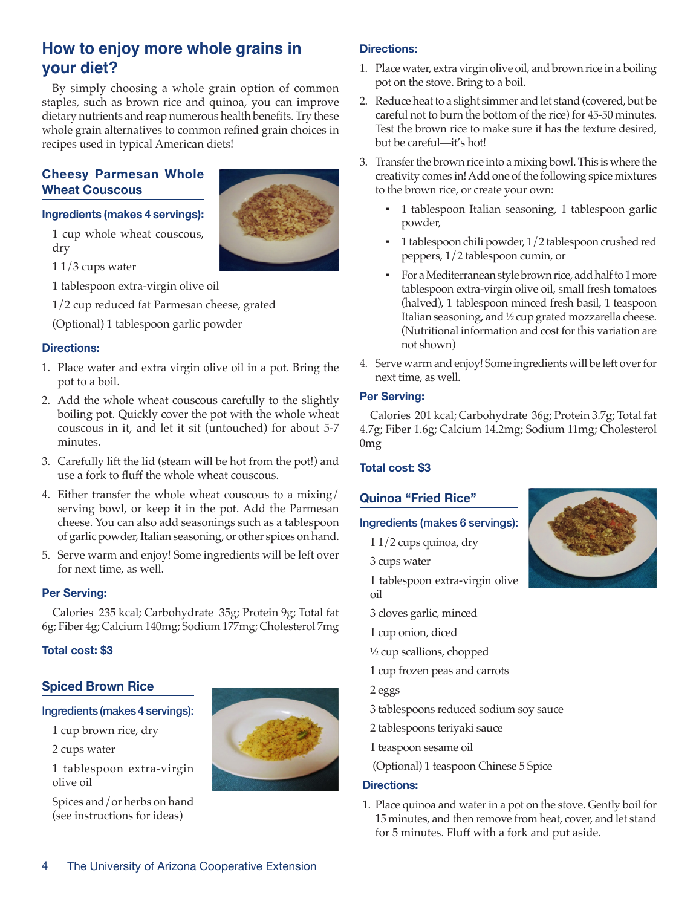## How to enjoy more whole grains in your diet?

By simply choosing a whole grain option of common staples, such as brown rice and quinoa, you can improve dietary nutrients and reap numerous health benefits. Try these whole grain alternatives to common refined grain choices in recipes used in typical American diets!

### Cheesy Parmesan Whole Wheat Couscous

**Ingredients (makes 4 servings):**

1 cup whole wheat couscous, dry

1 1/3 cups water

1 tablespoon extra-virgin olive oil

1/2 cup reduced fat Parmesan cheese, grated

(Optional) 1 tablespoon garlic powder

**Directions:**

1. Place water and extra virgin olive oil in a pot. Bring the pot to a boil.
2. Add the whole wheat couscous carefully to the slightly boiling pot. Quickly cover the pot with the whole wheat couscous in it, and let it sit (untouched) for about 5-7 minutes.
3. Carefully lift the lid (steam will be hot from the pot!) and use a fork to fluff the whole wheat couscous.
4. Either transfer the whole wheat couscous to a mixing/serving bowl, or keep it in the pot. Add the Parmesan cheese. You can also add seasonings such as a tablespoon of garlic powder, Italian seasoning, or other spices on hand.
5. Serve warm and enjoy! Some ingredients will be left over for next time, as well.

**Per Serving:**

Calories 235 kcal; Carbohydrate 35g; Protein 9g; Total fat 6g; Fiber 4g; Calcium 140mg; Sodium 177mg; Cholesterol 7mg

**Total cost: $3**

### Spiced Brown Rice

**Ingredients (makes 4 servings):**

1 cup brown rice, dry

2 cups water

1 tablespoon extra-virgin olive oil

Spices and/or herbs on hand (see instructions for ideas)

**Directions:**

1. Place water, extra virgin olive oil, and brown rice in a boiling pot on the stove. Bring to a boil.
2. Reduce heat to a slight simmer and let stand (covered, but be careful not to burn the bottom of the rice) for 45-50 minutes. Test the brown rice to make sure it has the texture desired, but be careful—it's hot!
3. Transfer the brown rice into a mixing bowl. This is where the creativity comes in! Add one of the following spice mixtures to the brown rice, or create your own:
   - 1 tablespoon Italian seasoning, 1 tablespoon garlic powder,
   - 1 tablespoon chili powder, 1/2 tablespoon crushed red peppers, 1/2 tablespoon cumin, or
   - For a Mediterranean style brown rice, add half to 1 more tablespoon extra-virgin olive oil, small fresh tomatoes (halved), 1 tablespoon minced fresh basil, 1 teaspoon Italian seasoning, and ½ cup grated mozzarella cheese. (Nutritional information and cost for this variation are not shown)
4. Serve warm and enjoy! Some ingredients will be left over for next time, as well.

**Per Serving:**

Calories 201 kcal; Carbohydrate 36g; Protein 3.7g; Total fat 4.7g; Fiber 1.6g; Calcium 14.2mg; Sodium 11mg; Cholesterol 0mg

**Total cost: $3**

### Quinoa "Fried Rice"

**Ingredients (makes 6 servings):**

1 1/2 cups quinoa, dry

3 cups water

1 tablespoon extra-virgin olive oil

3 cloves garlic, minced

1 cup onion, diced

½ cup scallions, chopped

1 cup frozen peas and carrots

2 eggs

3 tablespoons reduced sodium soy sauce

2 tablespoons teriyaki sauce

1 teaspoon sesame oil

(Optional) 1 teaspoon Chinese 5 Spice

**Directions:**

1. Place quinoa and water in a pot on the stove. Gently boil for 15 minutes, and then remove from heat, cover, and let stand for 5 minutes. Fluff with a fork and put aside.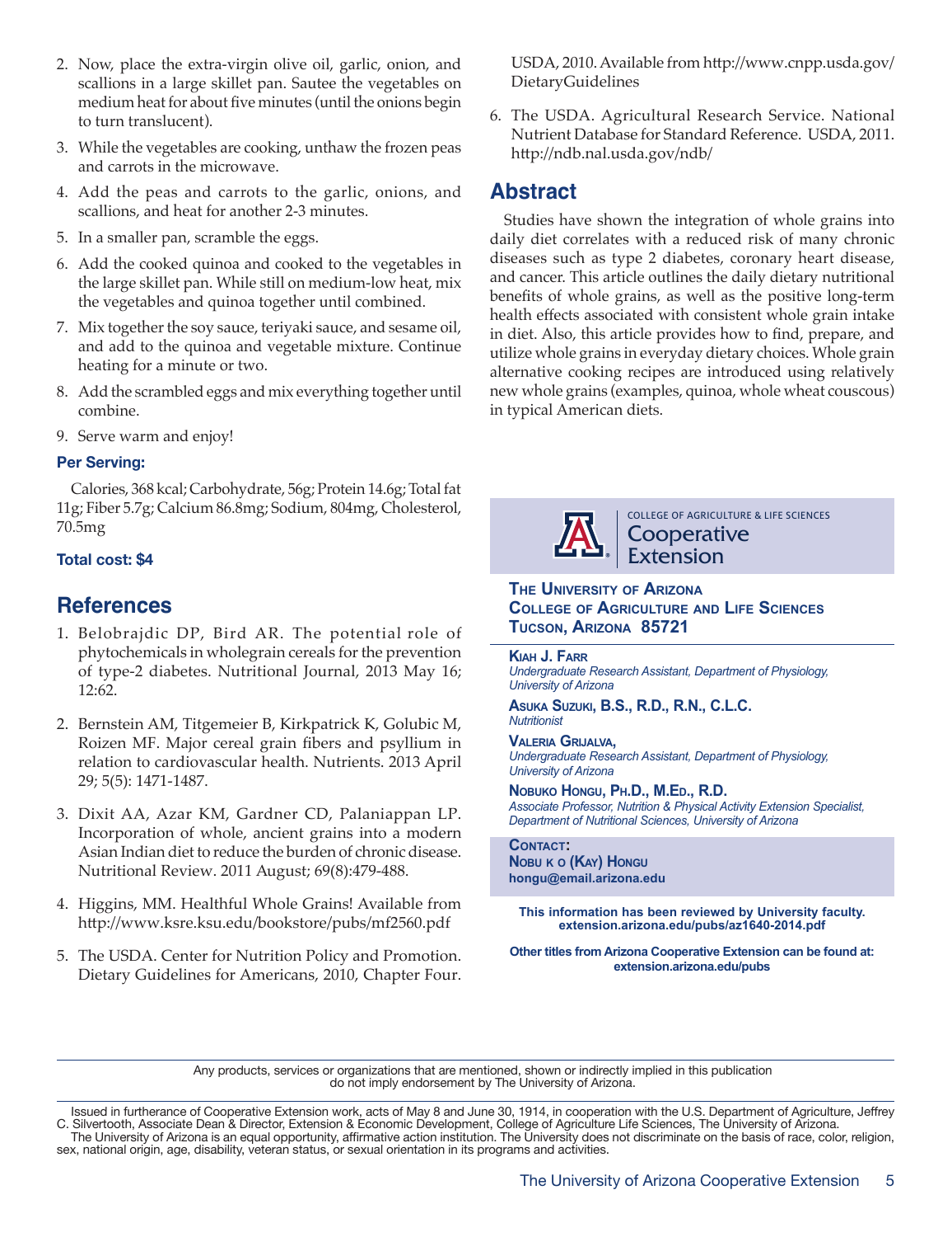2. Now, place the extra-virgin olive oil, garlic, onion, and scallions in a large skillet pan. Sautee the vegetables on medium heat for about five minutes (until the onions begin to turn translucent).
3. While the vegetables are cooking, unthaw the frozen peas and carrots in the microwave.
4. Add the peas and carrots to the garlic, onions, and scallions, and heat for another 2-3 minutes.
5. In a smaller pan, scramble the eggs.
6. Add the cooked quinoa and cooked to the vegetables in the large skillet pan. While still on medium-low heat, mix the vegetables and quinoa together until combined.
7. Mix together the soy sauce, teriyaki sauce, and sesame oil, and add to the quinoa and vegetable mixture. Continue heating for a minute or two.
8. Add the scrambled eggs and mix everything together until combine.
9. Serve warm and enjoy!

**Per Serving:**

Calories, 368 kcal; Carbohydrate, 56g; Protein 14.6g; Total fat 11g; Fiber 5.7g; Calcium 86.8mg; Sodium, 804mg, Cholesterol, 70.5mg

**Total cost: $4**

## References

1. Belobrajdic DP, Bird AR. The potential role of phytochemicals in wholegrain cereals for the prevention of type-2 diabetes. Nutritional Journal, 2013 May 16; 12:62.
2. Bernstein AM, Titgemeier B, Kirkpatrick K, Golubic M, Roizen MF. Major cereal grain fibers and psyllium in relation to cardiovascular health. Nutrients. 2013 April 29; 5(5): 1471-1487.
3. Dixit AA, Azar KM, Gardner CD, Palaniappan LP. Incorporation of whole, ancient grains into a modern Asian Indian diet to reduce the burden of chronic disease. Nutritional Review. 2011 August; 69(8):479-488.
4. Higgins, MM. Healthful Whole Grains! Available from http://www.ksre.ksu.edu/bookstore/pubs/mf2560.pdf
5. The USDA. Center for Nutrition Policy and Promotion. Dietary Guidelines for Americans, 2010, Chapter Four. USDA, 2010. Available from http://www.cnpp.usda.gov/DietaryGuidelines
6. The USDA. Agricultural Research Service. National Nutrient Database for Standard Reference. USDA, 2011. http://ndb.nal.usda.gov/ndb/

## Abstract

Studies have shown the integration of whole grains into daily diet correlates with a reduced risk of many chronic diseases such as type 2 diabetes, coronary heart disease, and cancer. This article outlines the daily dietary nutritional benefits of whole grains, as well as the positive long-term health effects associated with consistent whole grain intake in diet. Also, this article provides how to find, prepare, and utilize whole grains in everyday dietary choices. Whole grain alternative cooking recipes are introduced using relatively new whole grains (examples, quinoa, whole wheat couscous) in typical American diets.

COLLEGE OF AGRICULTURE & LIFE SCIENCES
Cooperative Extension

**The University of Arizona**
**College of Agriculture and Life Sciences**
**Tucson, Arizona 85721**

**Kiah J. Farr**
*Undergraduate Research Assistant, Department of Physiology, University of Arizona*

**Asuka Suzuki, B.S., R.D., R.N., C.L.C.**
*Nutritionist*

**Valeria Grijalva,**
*Undergraduate Research Assistant, Department of Physiology, University of Arizona*

**Nobuko Hongu, Ph.D., M.Ed., R.D.**
*Associate Professor, Nutrition & Physical Activity Extension Specialist, Department of Nutritional Sciences, University of Arizona*

**Contact:**
**Nobu k o (Kay) Hongu**
**hongu@email.arizona.edu**

**This information has been reviewed by University faculty.**
**extension.arizona.edu/pubs/az1640-2014.pdf**

**Other titles from Arizona Cooperative Extension can be found at:**
**extension.arizona.edu/pubs**

Any products, services or organizations that are mentioned, shown or indirectly implied in this publication do not imply endorsement by The University of Arizona.

Issued in furtherance of Cooperative Extension work, acts of May 8 and June 30, 1914, in cooperation with the U.S. Department of Agriculture, Jeffrey C. Silvertooth, Associate Dean & Director, Extension & Economic Development, College of Agriculture Life Sciences, The University of Arizona.
The University of Arizona is an equal opportunity, affirmative action institution. The University does not discriminate on the basis of race, color, religion, sex, national origin, age, disability, veteran status, or sexual orientation in its programs and activities.